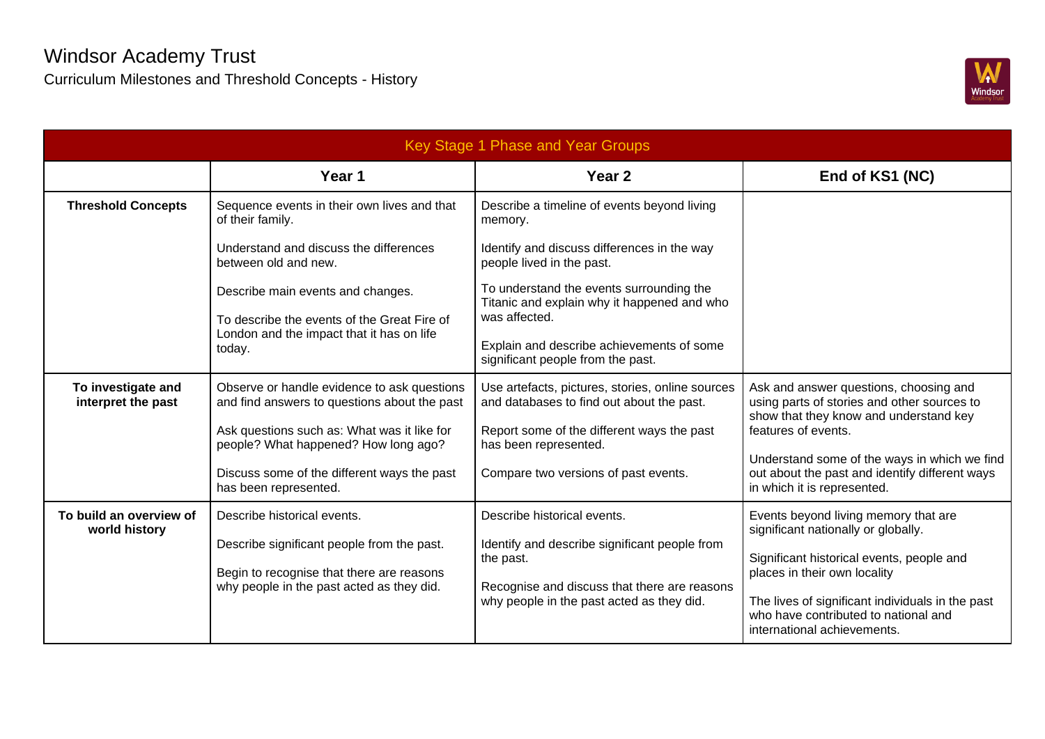# Windsor Academy Trust

Curriculum Milestones and Threshold Concepts - History

| Key Stage 1 Phase and Year Groups | | | |
|---|---|---|---|
| | **Year 1** | **Year 2** | **End of KS1 (NC)** |
| **Threshold Concepts** | Sequence events in their own lives and that of their family.<br><br>Understand and discuss the differences between old and new.<br><br>Describe main events and changes.<br><br>To describe the events of the Great Fire of London and the impact that it has on life today. | Describe a timeline of events beyond living memory.<br><br>Identify and discuss differences in the way people lived in the past.<br><br>To understand the events surrounding the Titanic and explain why it happened and who was affected.<br><br>Explain and describe achievements of some significant people from the past. | |
| **To investigate and interpret the past** | Observe or handle evidence to ask questions and find answers to questions about the past<br><br>Ask questions such as: What was it like for people? What happened? How long ago?<br><br>Discuss some of the different ways the past has been represented. | Use artefacts, pictures, stories, online sources and databases to find out about the past.<br><br>Report some of the different ways the past has been represented.<br><br>Compare two versions of past events. | Ask and answer questions, choosing and using parts of stories and other sources to show that they know and understand key features of events.<br><br>Understand some of the ways in which we find out about the past and identify different ways in which it is represented. |
| **To build an overview of world history** | Describe historical events.<br><br>Describe significant people from the past.<br><br>Begin to recognise that there are reasons why people in the past acted as they did. | Describe historical events.<br><br>Identify and describe significant people from the past.<br><br>Recognise and discuss that there are reasons why people in the past acted as they did. | Events beyond living memory that are significant nationally or globally.<br><br>Significant historical events, people and places in their own locality<br><br>The lives of significant individuals in the past who have contributed to national and international achievements. |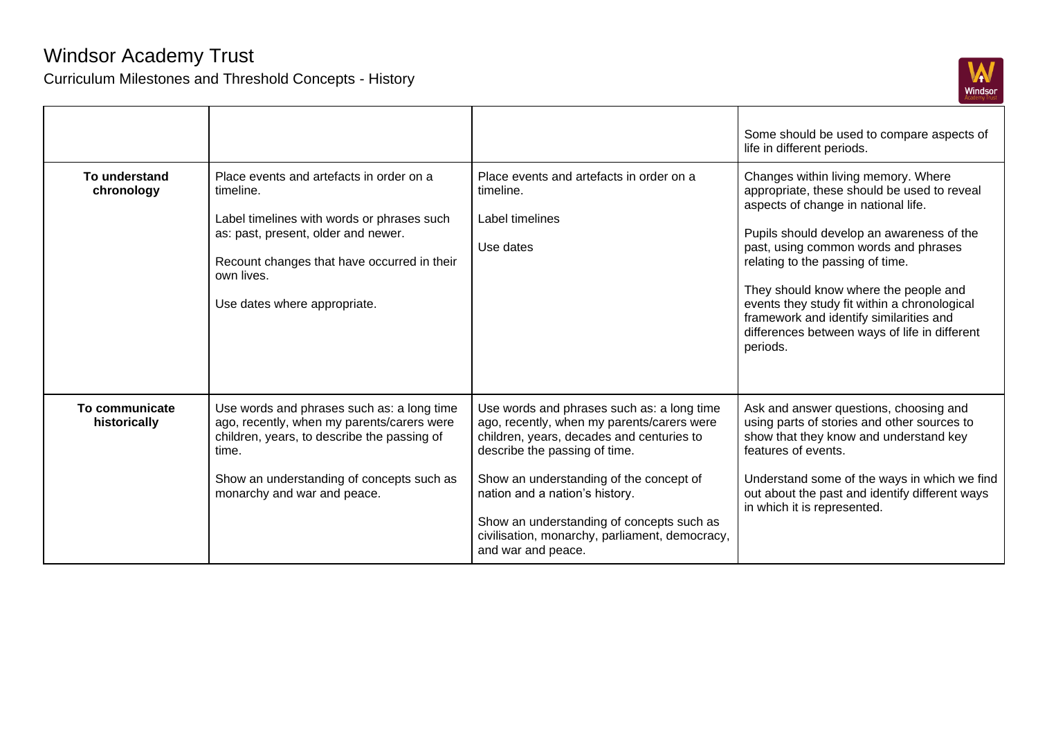# Windsor Academy Trust

Curriculum Milestones and Threshold Concepts - History

| | | | |
|---|---|---|---|
| | | | Some should be used to compare aspects of life in different periods. |
| **To understand chronology** | Place events and artefacts in order on a timeline.<br><br>Label timelines with words or phrases such as: past, present, older and newer.<br><br>Recount changes that have occurred in their own lives.<br><br>Use dates where appropriate. | Place events and artefacts in order on a timeline.<br><br>Label timelines<br><br>Use dates | Changes within living memory. Where appropriate, these should be used to reveal aspects of change in national life.<br><br>Pupils should develop an awareness of the past, using common words and phrases relating to the passing of time.<br><br>They should know where the people and events they study fit within a chronological framework and identify similarities and differences between ways of life in different periods. |
| **To communicate historically** | Use words and phrases such as: a long time ago, recently, when my parents/carers were children, years, to describe the passing of time.<br><br>Show an understanding of concepts such as monarchy and war and peace. | Use words and phrases such as: a long time ago, recently, when my parents/carers were children, years, decades and centuries to describe the passing of time.<br><br>Show an understanding of the concept of nation and a nation's history.<br><br>Show an understanding of concepts such as civilisation, monarchy, parliament, democracy, and war and peace. | Ask and answer questions, choosing and using parts of stories and other sources to show that they know and understand key features of events.<br><br>Understand some of the ways in which we find out about the past and identify different ways in which it is represented. |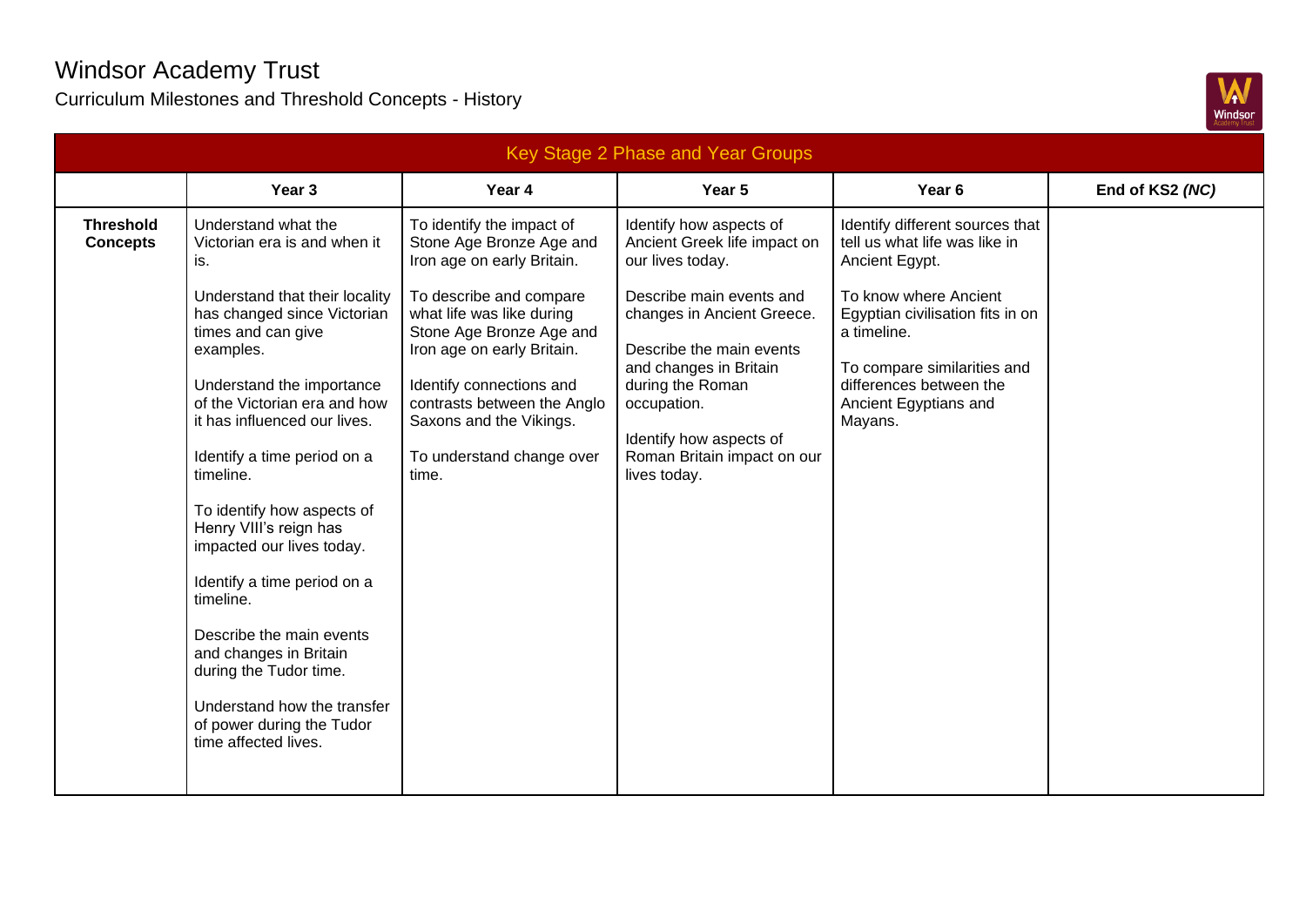# Windsor Academy Trust

Curriculum Milestones and Threshold Concepts - History

| Key Stage 2 Phase and Year Groups | | | | | |
|---|---|---|---|---|---|
| | **Year 3** | **Year 4** | **Year 5** | **Year 6** | **End of KS2 *(NC)*** |
| **Threshold Concepts** | Understand what the Victorian era is and when it is.<br><br>Understand that their locality has changed since Victorian times and can give examples.<br><br>Understand the importance of the Victorian era and how it has influenced our lives.<br><br>Identify a time period on a timeline.<br><br>To identify how aspects of Henry VIII's reign has impacted our lives today.<br><br>Identify a time period on a timeline.<br><br>Describe the main events and changes in Britain during the Tudor time.<br><br>Understand how the transfer of power during the Tudor time affected lives. | To identify the impact of Stone Age Bronze Age and Iron age on early Britain.<br><br>To describe and compare what life was like during Stone Age Bronze Age and Iron age on early Britain.<br><br>Identify connections and contrasts between the Anglo Saxons and the Vikings.<br><br>To understand change over time. | Identify how aspects of Ancient Greek life impact on our lives today.<br><br>Describe main events and changes in Ancient Greece.<br><br>Describe the main events and changes in Britain during the Roman occupation.<br><br>Identify how aspects of Roman Britain impact on our lives today. | Identify different sources that tell us what life was like in Ancient Egypt.<br><br>To know where Ancient Egyptian civilisation fits in on a timeline.<br><br>To compare similarities and differences between the Ancient Egyptians and Mayans. | |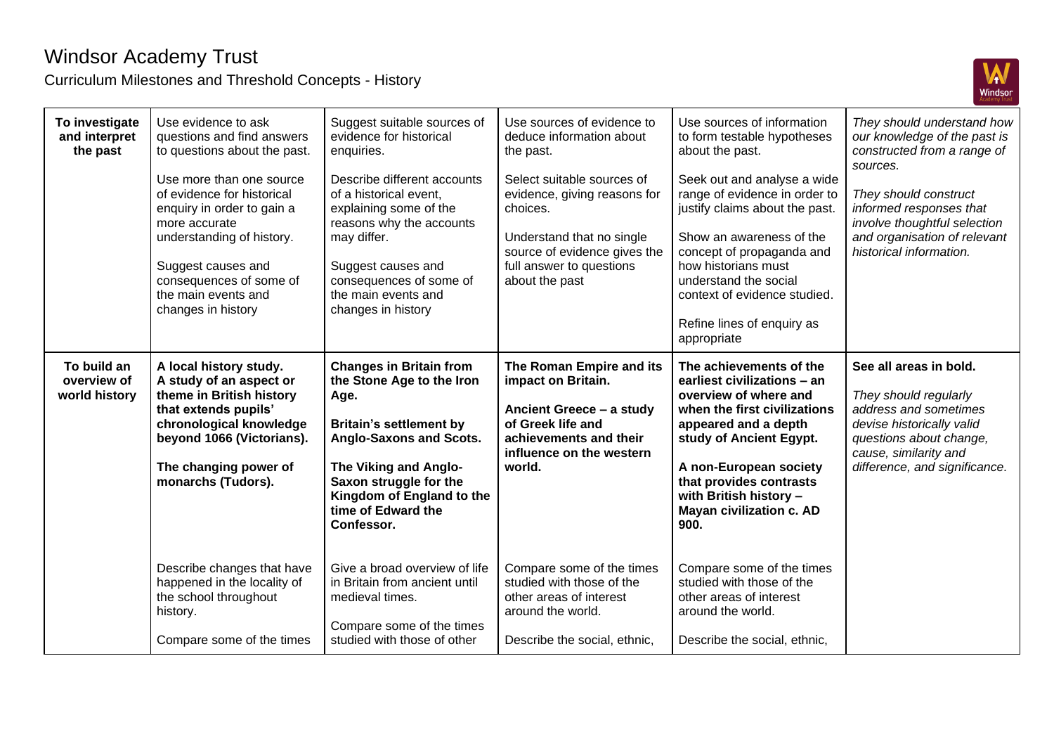# Windsor Academy Trust

Curriculum Milestones and Threshold Concepts - History

| | | | | | |
|---|---|---|---|---|---|
| **To investigate and interpret the past** | Use evidence to ask questions and find answers to questions about the past.<br><br>Use more than one source of evidence for historical enquiry in order to gain a more accurate understanding of history.<br><br>Suggest causes and consequences of some of the main events and changes in history | Suggest suitable sources of evidence for historical enquiries.<br><br>Describe different accounts of a historical event, explaining some of the reasons why the accounts may differ.<br><br>Suggest causes and consequences of some of the main events and changes in history | Use sources of evidence to deduce information about the past.<br><br>Select suitable sources of evidence, giving reasons for choices.<br><br>Understand that no single source of evidence gives the full answer to questions about the past | Use sources of information to form testable hypotheses about the past.<br><br>Seek out and analyse a wide range of evidence in order to justify claims about the past.<br><br>Show an awareness of the concept of propaganda and how historians must understand the social context of evidence studied.<br><br>Refine lines of enquiry as appropriate | *They should understand how our knowledge of the past is constructed from a range of sources.*<br><br>*They should construct informed responses that involve thoughtful selection and organisation of relevant historical information.* |
| **To build an overview of world history** | **A local history study. A study of an aspect or theme in British history that extends pupils' chronological knowledge beyond 1066 (Victorians).**<br><br>**The changing power of monarchs (Tudors).**<br><br>Describe changes that have happened in the locality of the school throughout history.<br><br>Compare some of the times | **Changes in Britain from the Stone Age to the Iron Age.**<br><br>**Britain's settlement by Anglo-Saxons and Scots.**<br><br>**The Viking and Anglo-Saxon struggle for the Kingdom of England to the time of Edward the Confessor.**<br><br>Give a broad overview of life in Britain from ancient until medieval times.<br><br>Compare some of the times studied with those of other | **The Roman Empire and its impact on Britain.**<br><br>**Ancient Greece – a study of Greek life and achievements and their influence on the western world.**<br><br>Compare some of the times studied with those of the other areas of interest around the world.<br><br>Describe the social, ethnic, | **The achievements of the earliest civilizations – an overview of where and when the first civilizations appeared and a depth study of Ancient Egypt.**<br><br>**A non-European society that provides contrasts with British history – Mayan civilization c. AD 900.**<br><br>Compare some of the times studied with those of the other areas of interest around the world.<br><br>Describe the social, ethnic, | **See all areas in bold.**<br><br>*They should regularly address and sometimes devise historically valid questions about change, cause, similarity and difference, and significance.* |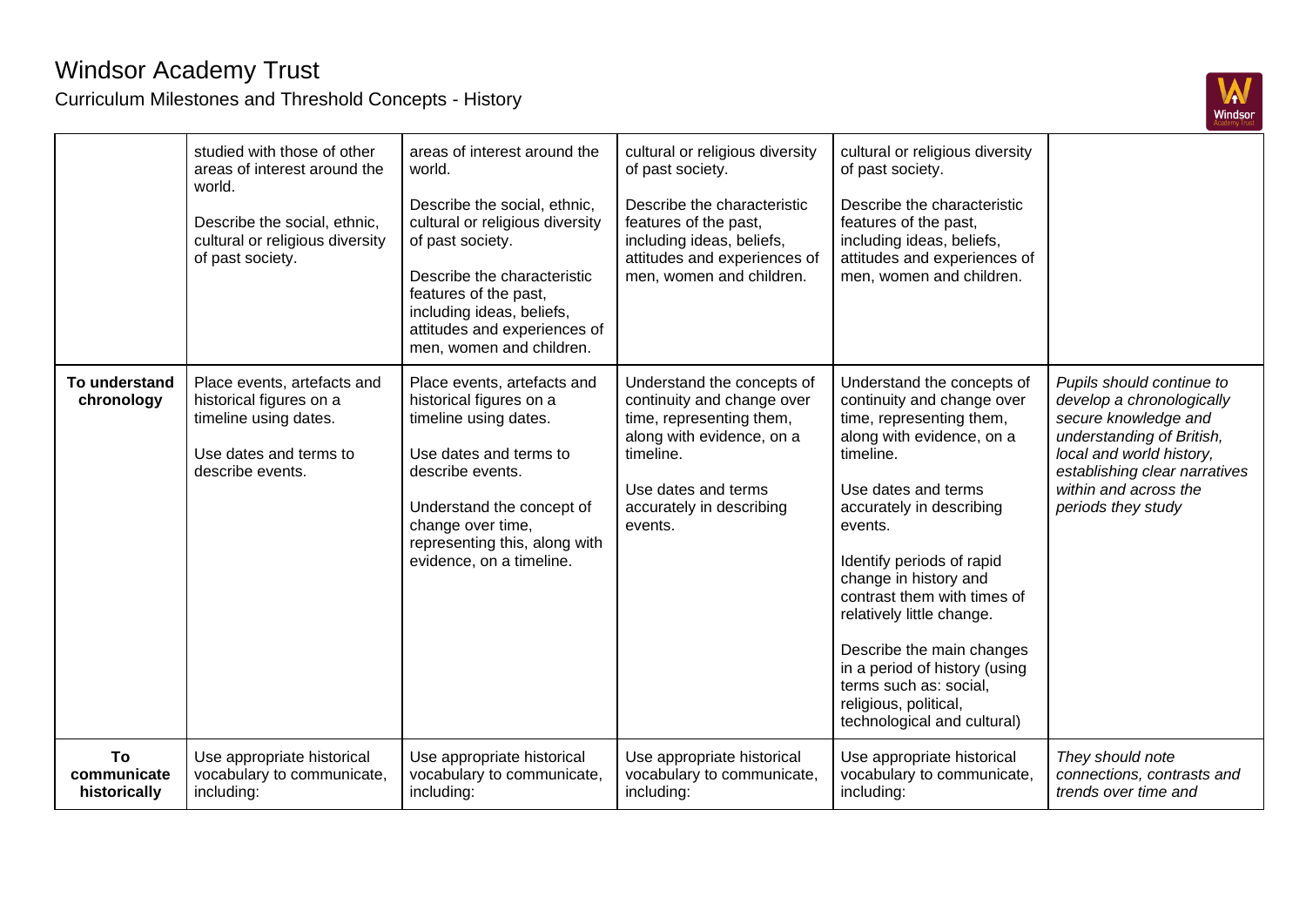# Windsor Academy Trust

Curriculum Milestones and Threshold Concepts - History

| | | | | | |
|---|---|---|---|---|---|
| | studied with those of other areas of interest around the world.<br><br>Describe the social, ethnic, cultural or religious diversity of past society. | areas of interest around the world.<br><br>Describe the social, ethnic, cultural or religious diversity of past society.<br><br>Describe the characteristic features of the past, including ideas, beliefs, attitudes and experiences of men, women and children. | cultural or religious diversity of past society.<br><br>Describe the characteristic features of the past, including ideas, beliefs, attitudes and experiences of men, women and children. | cultural or religious diversity of past society.<br><br>Describe the characteristic features of the past, including ideas, beliefs, attitudes and experiences of men, women and children. | |
| **To understand chronology** | Place events, artefacts and historical figures on a timeline using dates.<br><br>Use dates and terms to describe events. | Place events, artefacts and historical figures on a timeline using dates.<br><br>Use dates and terms to describe events.<br><br>Understand the concept of change over time, representing this, along with evidence, on a timeline. | Understand the concepts of continuity and change over time, representing them, along with evidence, on a timeline.<br><br>Use dates and terms accurately in describing events. | Understand the concepts of continuity and change over time, representing them, along with evidence, on a timeline.<br><br>Use dates and terms accurately in describing events.<br><br>Identify periods of rapid change in history and contrast them with times of relatively little change.<br><br>Describe the main changes in a period of history (using terms such as: social, religious, political, technological and cultural) | *Pupils should continue to develop a chronologically secure knowledge and understanding of British, local and world history, establishing clear narratives within and across the periods they study* |
| **To communicate historically** | Use appropriate historical vocabulary to communicate, including: | Use appropriate historical vocabulary to communicate, including: | Use appropriate historical vocabulary to communicate, including: | Use appropriate historical vocabulary to communicate, including: | *They should note connections, contrasts and trends over time and* |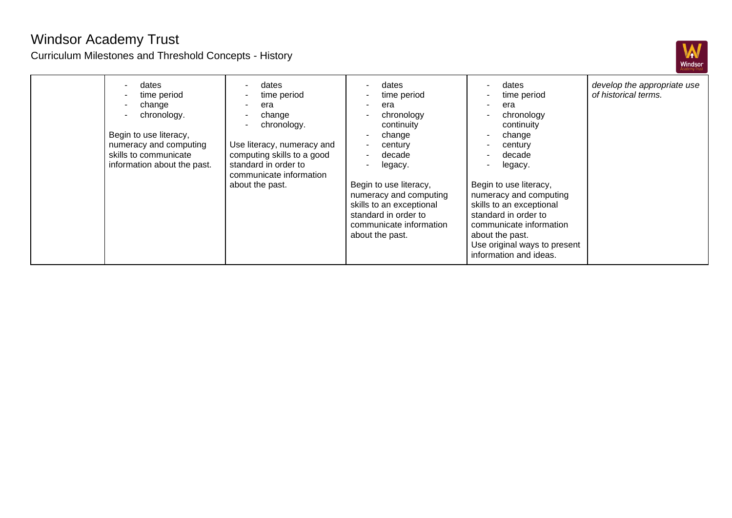# Windsor Academy Trust

Curriculum Milestones and Threshold Concepts - History

| | | | | | |
|---|---|---|---|---|---|
| | - dates<br>- time period<br>- change<br>- chronology.<br><br>Begin to use literacy, numeracy and computing skills to communicate information about the past. | - dates<br>- time period<br>- era<br>- change<br>- chronology.<br><br>Use literacy, numeracy and computing skills to a good standard in order to communicate information about the past. | - dates<br>- time period<br>- era<br>- chronology continuity<br>- change<br>- century<br>- decade<br>- legacy.<br><br>Begin to use literacy, numeracy and computing skills to an exceptional standard in order to communicate information about the past. | - dates<br>- time period<br>- era<br>- chronology continuity<br>- change<br>- century<br>- decade<br>- legacy.<br><br>Begin to use literacy, numeracy and computing skills to an exceptional standard in order to communicate information about the past.<br>Use original ways to present information and ideas. | *develop the appropriate use of historical terms.* |